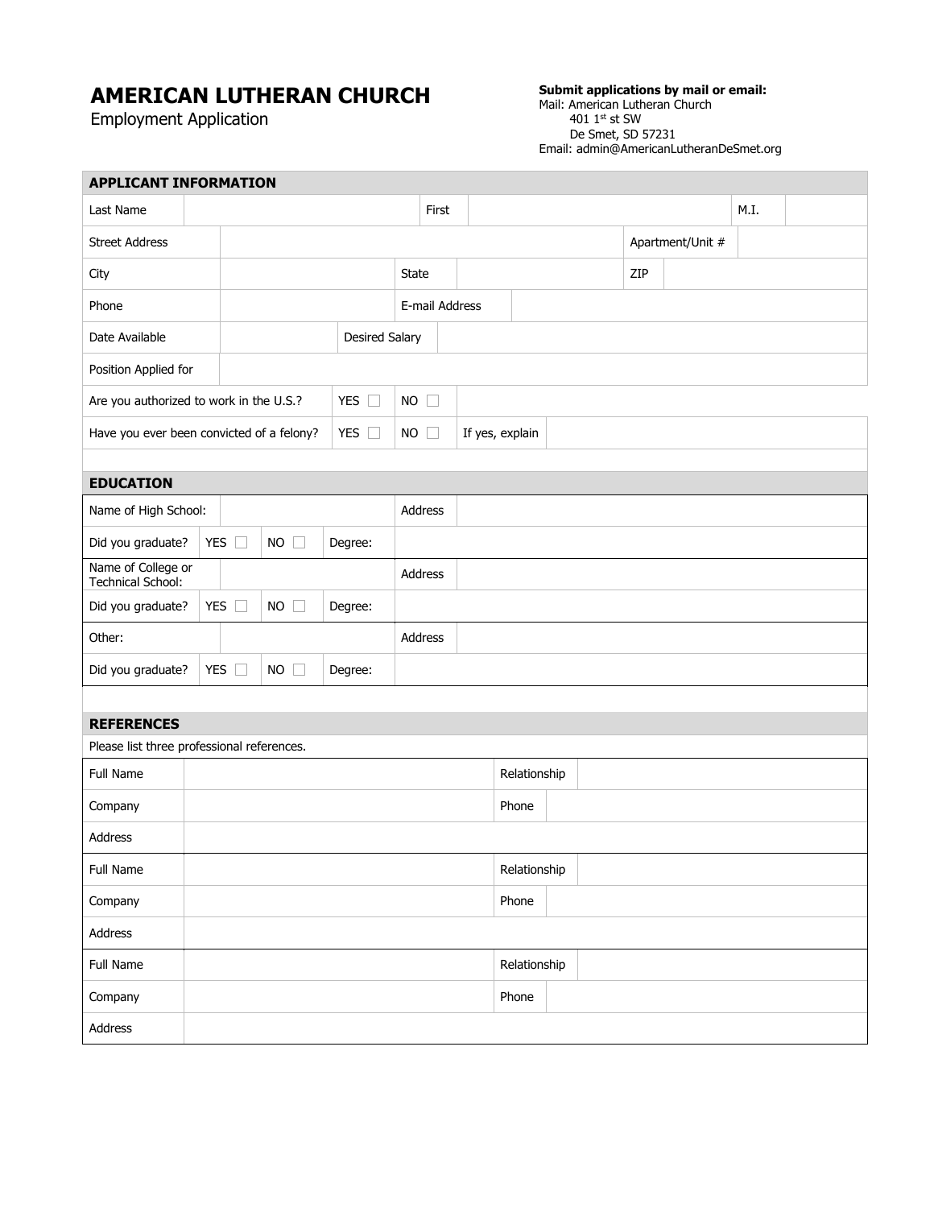# AMERICAN LUTHERAN CHURCH

Employment Application

**Submit applications by mail or email:**
Mail: American Lutheran Church
401 1st st SW
De Smet, SD 57231
Email: admin@AmericanLutheranDeSmet.org

## APPLICANT INFORMATION

| | | | | | |
|---|---|---|---|---|---|
| Last Name | | First | | M.I. | |
| Street Address | | | | Apartment/Unit # | |
| City | | State | | ZIP | |
| Phone | | E-mail Address | | | |
| Date Available | | Desired Salary | | | |
| Position Applied for | | | | | |
| Are you authorized to work in the U.S.? | YES ☐ | NO ☐ | | | |
| Have you ever been convicted of a felony? | YES ☐ | NO ☐ | If yes, explain | | |

## EDUCATION

| | | | | | |
|---|---|---|---|---|---|
| Name of High School: | | | | Address | |
| Did you graduate? | YES ☐ | NO ☐ | Degree: | | |
| Name of College or Technical School: | | | | Address | |
| Did you graduate? | YES ☐ | NO ☐ | Degree: | | |
| Other: | | | | Address | |
| Did you graduate? | YES ☐ | NO ☐ | Degree: | | |

## REFERENCES

Please list three professional references.

| | | | |
|---|---|---|---|
| Full Name | | Relationship | |
| Company | | Phone | |
| Address | | | |
| Full Name | | Relationship | |
| Company | | Phone | |
| Address | | | |
| Full Name | | Relationship | |
| Company | | Phone | |
| Address | | | |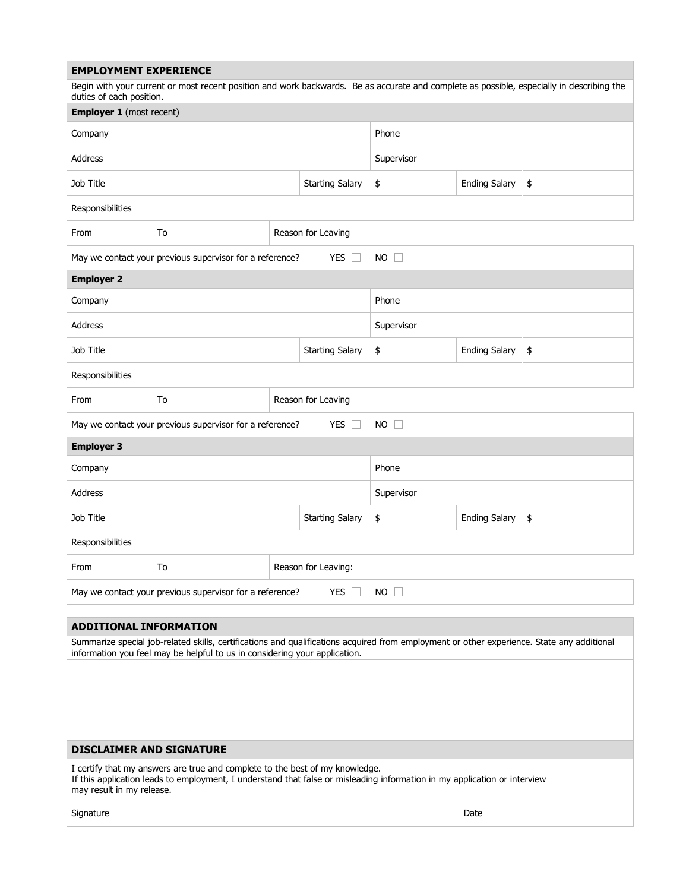## EMPLOYMENT EXPERIENCE

Begin with your current or most recent position and work backwards. Be as accurate and complete as possible, especially in describing the duties of each position.

### Employer 1 (most recent)

| | | | |
|---|---|---|---|
| Company | | Phone | |
| Address | | Supervisor | |
| Job Title | Starting Salary | $ | Ending Salary $ |
| Responsibilities | | | |
| From To | Reason for Leaving | | |
| May we contact your previous supervisor for a reference? YES ☐ NO ☐ | | | |

### Employer 2

| | | | |
|---|---|---|---|
| Company | | Phone | |
| Address | | Supervisor | |
| Job Title | Starting Salary | $ | Ending Salary $ |
| Responsibilities | | | |
| From To | Reason for Leaving | | |
| May we contact your previous supervisor for a reference? YES ☐ NO ☐ | | | |

### Employer 3

| | | | |
|---|---|---|---|
| Company | | Phone | |
| Address | | Supervisor | |
| Job Title | Starting Salary | $ | Ending Salary $ |
| Responsibilities | | | |
| From To | Reason for Leaving: | | |
| May we contact your previous supervisor for a reference? YES ☐ NO ☐ | | | |

## ADDITIONAL INFORMATION

Summarize special job-related skills, certifications and qualifications acquired from employment or other experience. State any additional information you feel may be helpful to us in considering your application.

## DISCLAIMER AND SIGNATURE

I certify that my answers are true and complete to the best of my knowledge.
If this application leads to employment, I understand that false or misleading information in my application or interview may result in my release.

| | |
|---|---|
| Signature | Date |